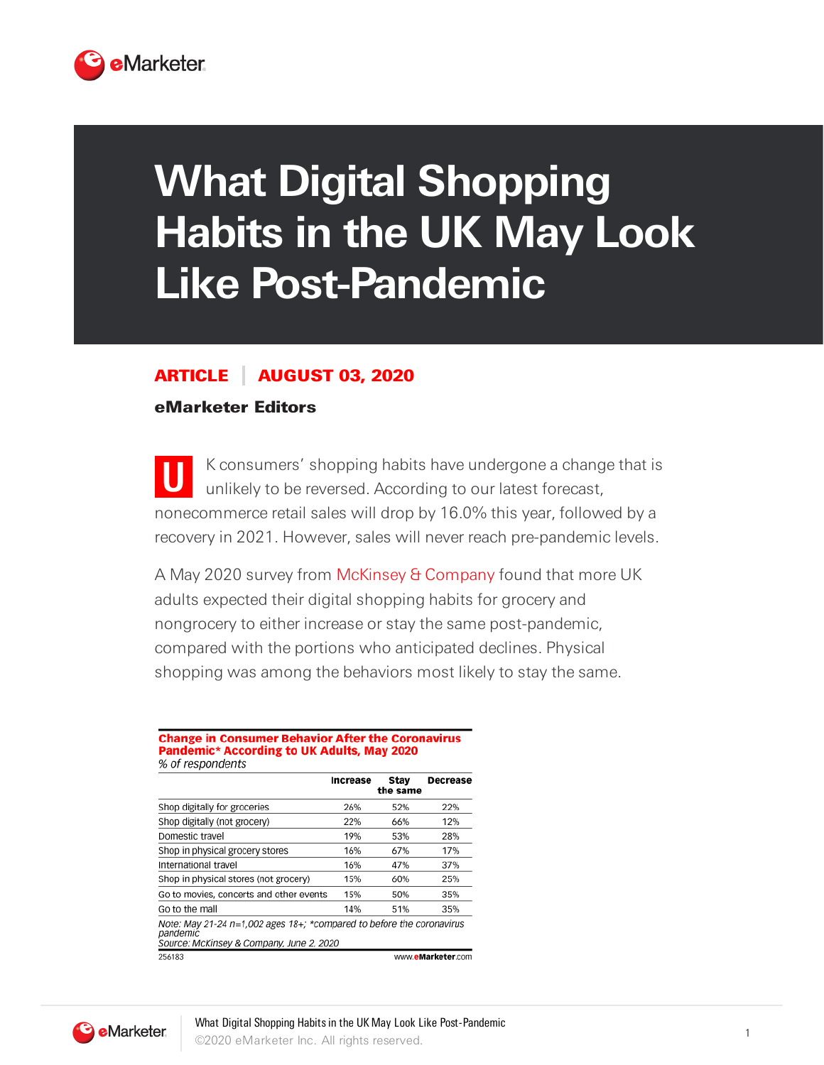# What Digital Shopping Habits in the UK May Look Like Post-Pandemic

**ARTICLE** | **AUGUST 03, 2020**

**eMarketer Editors**

UK consumers' shopping habits have undergone a change that is unlikely to be reversed. According to our latest forecast, nonecommerce retail sales will drop by 16.0% this year, followed by a recovery in 2021. However, sales will never reach pre-pandemic levels.

A May 2020 survey from McKinsey & Company found that more UK adults expected their digital shopping habits for grocery and nongrocery to either increase or stay the same post-pandemic, compared with the portions who anticipated declines. Physical shopping was among the behaviors most likely to stay the same.

**Change in Consumer Behavior After the Coronavirus Pandemic* According to UK Adults, May 2020**
*% of respondents*

| | Increase | Stay the same | Decrease |
|---|---|---|---|
| Shop digitally for groceries | 26% | 52% | 22% |
| Shop digitally (not grocery) | 22% | 66% | 12% |
| Domestic travel | 19% | 53% | 28% |
| Shop in physical grocery stores | 16% | 67% | 17% |
| International travel | 16% | 47% | 37% |
| Shop in physical stores (not grocery) | 15% | 60% | 25% |
| Go to movies, concerts and other events | 15% | 50% | 35% |
| Go to the mall | 14% | 51% | 35% |

*Note: May 21-24 n=1,002 ages 18+; *compared to before the coronavirus pandemic*
*Source: McKinsey & Company, June 2, 2020*

256183 www.eMarketer.com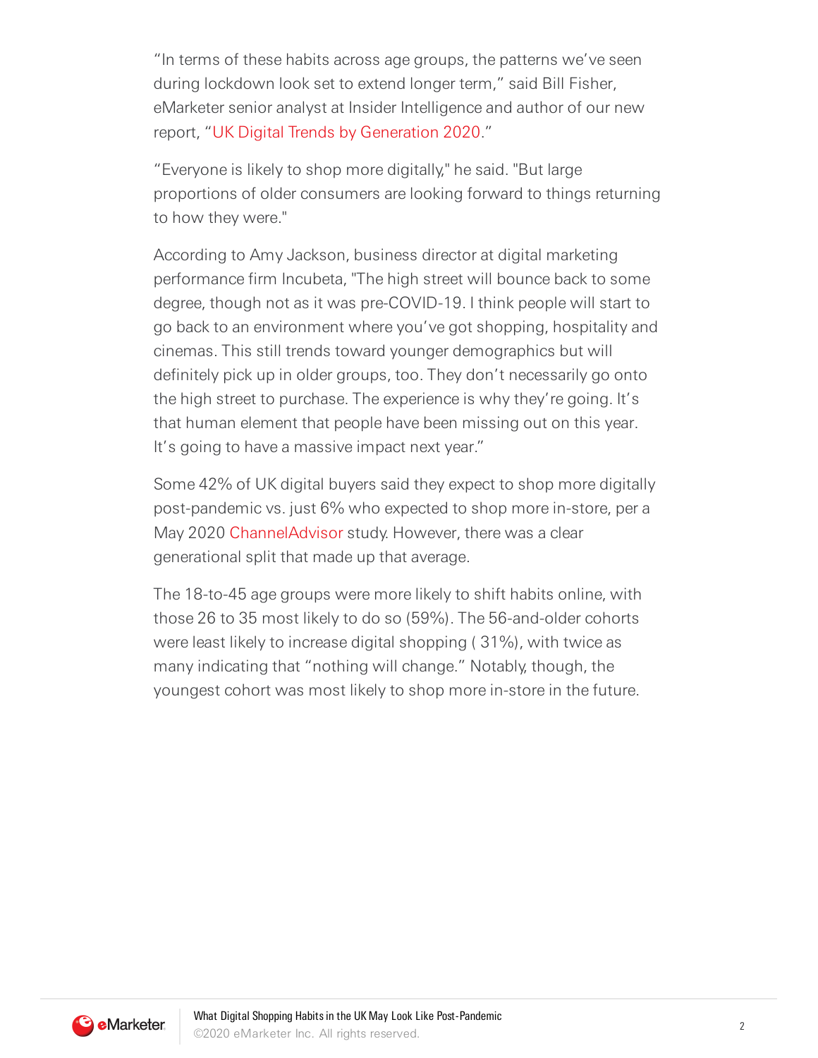"In terms of these habits across age groups, the patterns we've seen during lockdown look set to extend longer term," said Bill Fisher, eMarketer senior analyst at Insider Intelligence and author of our new report, "UK Digital Trends by Generation 2020."

"Everyone is likely to shop more digitally," he said. "But large proportions of older consumers are looking forward to things returning to how they were."

According to Amy Jackson, business director at digital marketing performance firm Incubeta, "The high street will bounce back to some degree, though not as it was pre-COVID-19. I think people will start to go back to an environment where you've got shopping, hospitality and cinemas. This still trends toward younger demographics but will definitely pick up in older groups, too. They don't necessarily go onto the high street to purchase. The experience is why they're going. It's that human element that people have been missing out on this year. It's going to have a massive impact next year."

Some 42% of UK digital buyers said they expect to shop more digitally post-pandemic vs. just 6% who expected to shop more in-store, per a May 2020 ChannelAdvisor study. However, there was a clear generational split that made up that average.

The 18-to-45 age groups were more likely to shift habits online, with those 26 to 35 most likely to do so (59%). The 56-and-older cohorts were least likely to increase digital shopping ( 31%), with twice as many indicating that "nothing will change." Notably, though, the youngest cohort was most likely to shop more in-store in the future.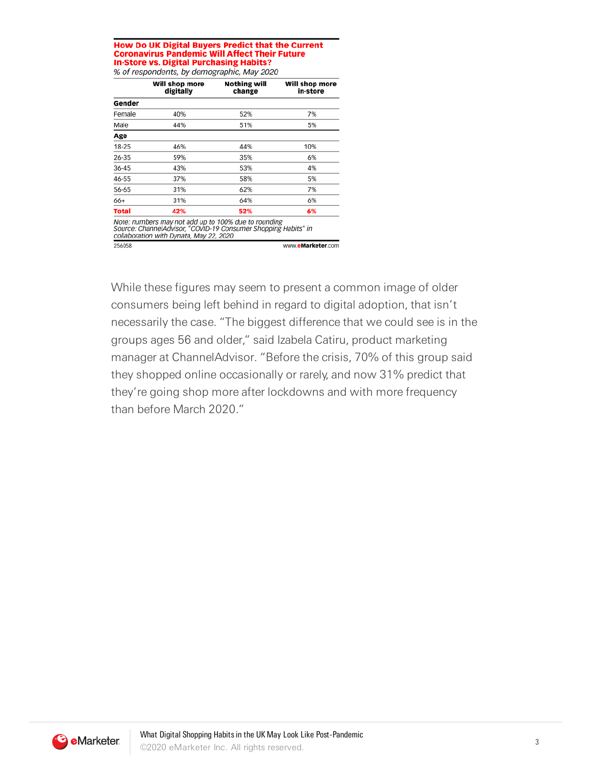**How Do UK Digital Buyers Predict that the Current Coronavirus Pandemic Will Affect Their Future In-Store vs. Digital Purchasing Habits?**

*% of respondents, by demographic, May 2020*

| | Will shop more digitally | Nothing will change | Will shop more in-store |
|---|---|---|---|
| **Gender** | | | |
| Female | 40% | 52% | 7% |
| Male | 44% | 51% | 5% |
| **Age** | | | |
| 18-25 | 46% | 44% | 10% |
| 26-35 | 59% | 35% | 6% |
| 36-45 | 43% | 53% | 4% |
| 46-55 | 37% | 58% | 5% |
| 56-65 | 31% | 62% | 7% |
| 66+ | 31% | 64% | 6% |
| **Total** | **42%** | **52%** | **6%** |

*Note: numbers may not add up to 100% due to rounding*
*Source: ChannelAdvisor, "COVID-19 Consumer Shopping Habits" in collaboration with Dynata, May 22, 2020*

256058 www.eMarketer.com

While these figures may seem to present a common image of older consumers being left behind in regard to digital adoption, that isn't necessarily the case. "The biggest difference that we could see is in the groups ages 56 and older," said Izabela Catiru, product marketing manager at ChannelAdvisor. "Before the crisis, 70% of this group said they shopped online occasionally or rarely, and now 31% predict that they're going shop more after lockdowns and with more frequency than before March 2020."